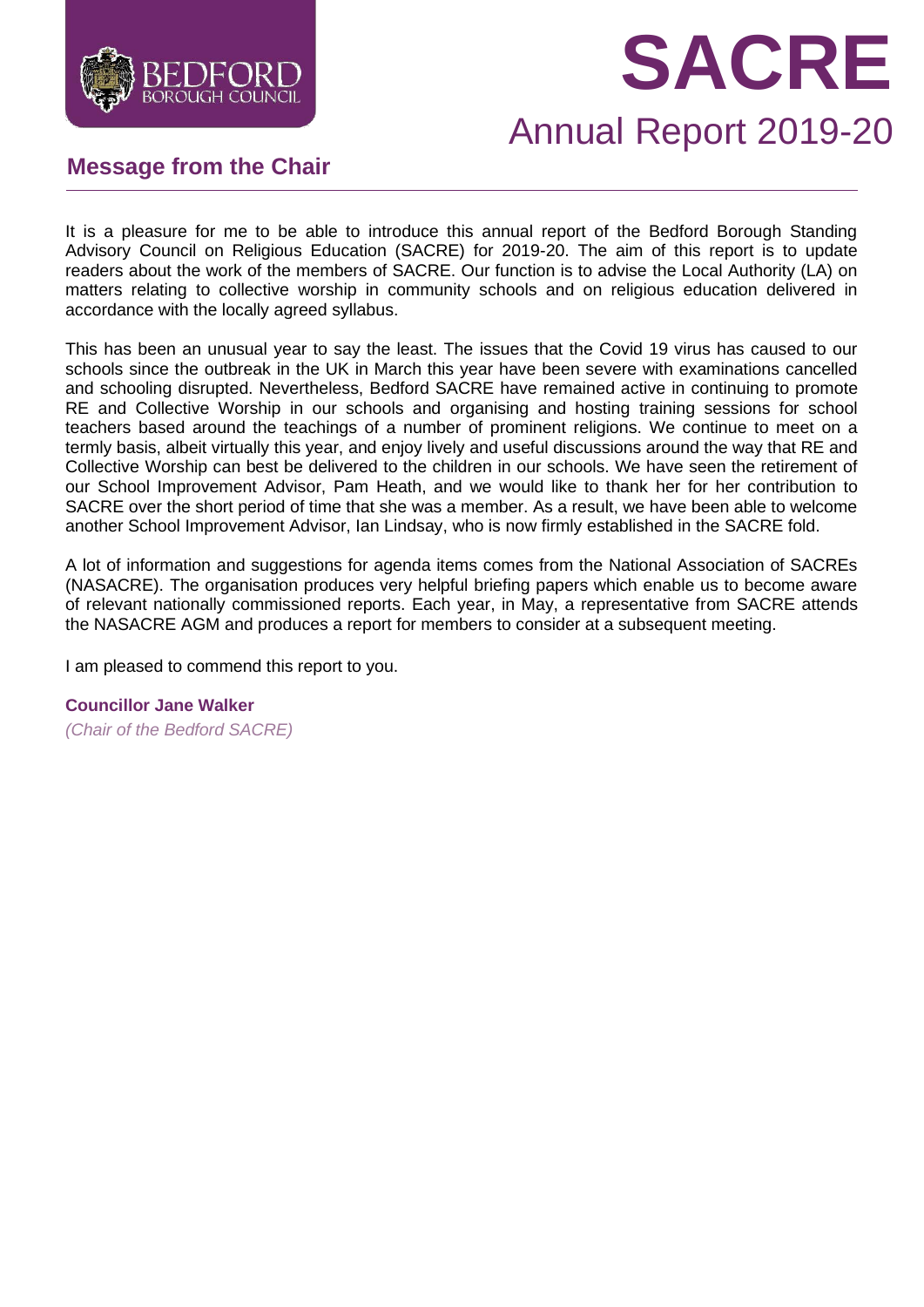# SACRE

## Annual Report 2019-20

## Message from the Chair

It is a pleasure for me to be able to introduce this annual report of the Bedford Borough Standing Advisory Council on Religious Education (SACRE) for 2019-20. The aim of this report is to update readers about the work of the members of SACRE. Our function is to advise the Local Authority (LA) on matters relating to collective worship in community schools and on religious education delivered in accordance with the locally agreed syllabus.

This has been an unusual year to say the least. The issues that the Covid 19 virus has caused to our schools since the outbreak in the UK in March this year have been severe with examinations cancelled and schooling disrupted. Nevertheless, Bedford SACRE have remained active in continuing to promote RE and Collective Worship in our schools and organising and hosting training sessions for school teachers based around the teachings of a number of prominent religions. We continue to meet on a termly basis, albeit virtually this year, and enjoy lively and useful discussions around the way that RE and Collective Worship can best be delivered to the children in our schools. We have seen the retirement of our School Improvement Advisor, Pam Heath, and we would like to thank her for her contribution to SACRE over the short period of time that she was a member. As a result, we have been able to welcome another School Improvement Advisor, Ian Lindsay, who is now firmly established in the SACRE fold.

A lot of information and suggestions for agenda items comes from the National Association of SACREs (NASACRE). The organisation produces very helpful briefing papers which enable us to become aware of relevant nationally commissioned reports. Each year, in May, a representative from SACRE attends the NASACRE AGM and produces a report for members to consider at a subsequent meeting.

I am pleased to commend this report to you.

**Councillor Jane Walker**
*(Chair of the Bedford SACRE)*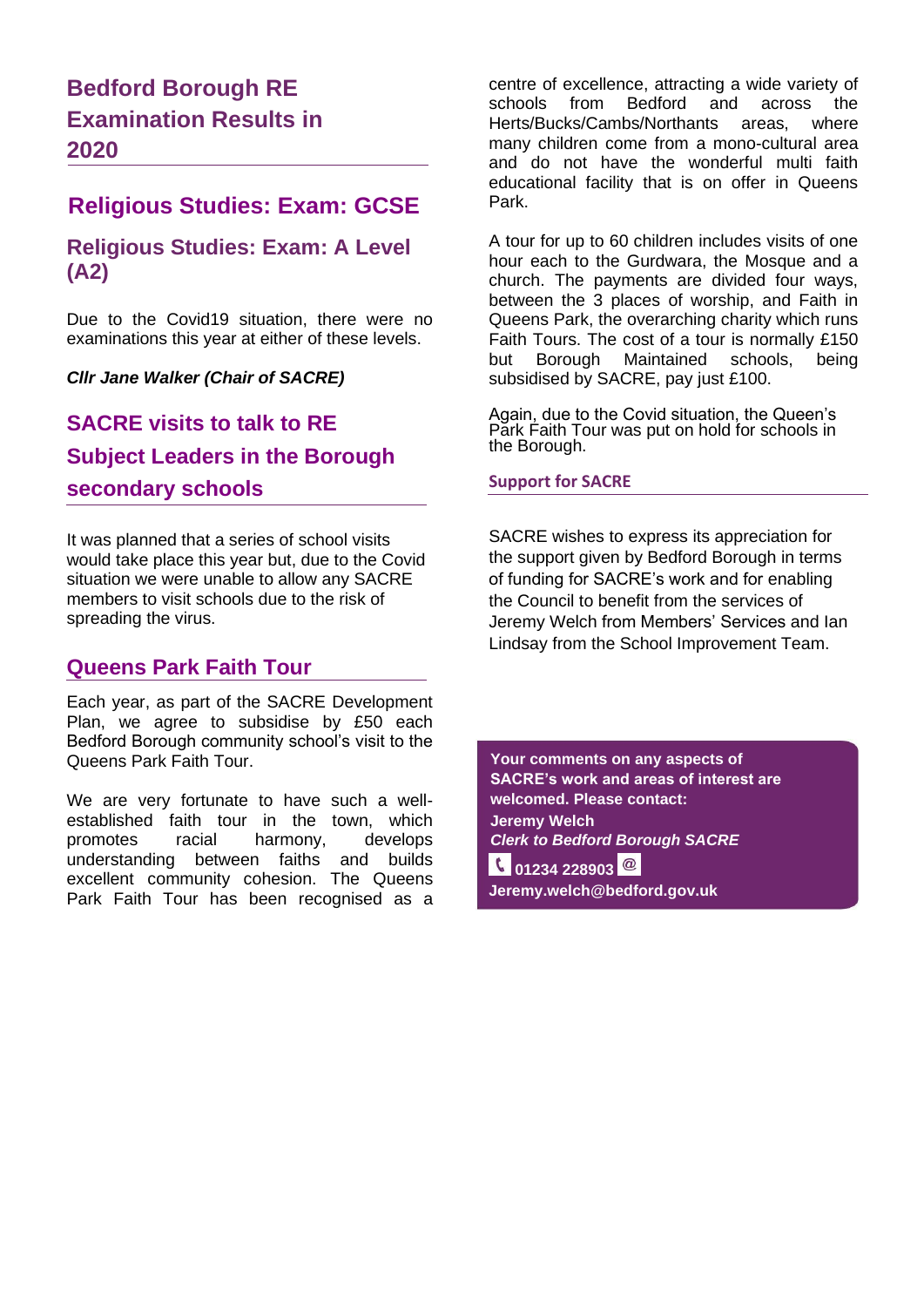## Bedford Borough RE Examination Results in 2020

### Religious Studies: Exam: GCSE

### Religious Studies: Exam: A Level (A2)

Due to the Covid19 situation, there were no examinations this year at either of these levels.

***Cllr Jane Walker (Chair of SACRE)***

## SACRE visits to talk to RE Subject Leaders in the Borough secondary schools

It was planned that a series of school visits would take place this year but, due to the Covid situation we were unable to allow any SACRE members to visit schools due to the risk of spreading the virus.

## Queens Park Faith Tour

Each year, as part of the SACRE Development Plan, we agree to subsidise by £50 each Bedford Borough community school's visit to the Queens Park Faith Tour.

We are very fortunate to have such a well-established faith tour in the town, which promotes racial harmony, develops understanding between faiths and builds excellent community cohesion. The Queens Park Faith Tour has been recognised as a centre of excellence, attracting a wide variety of schools from Bedford and across the Herts/Bucks/Cambs/Northants areas, where many children come from a mono-cultural area and do not have the wonderful multi faith educational facility that is on offer in Queens Park.

A tour for up to 60 children includes visits of one hour each to the Gurdwara, the Mosque and a church. The payments are divided four ways, between the 3 places of worship, and Faith in Queens Park, the overarching charity which runs Faith Tours. The cost of a tour is normally £150 but Borough Maintained schools, being subsidised by SACRE, pay just £100.

Again, due to the Covid situation, the Queen's Park Faith Tour was put on hold for schools in the Borough.

### Support for SACRE

SACRE wishes to express its appreciation for the support given by Bedford Borough in terms of funding for SACRE's work and for enabling the Council to benefit from the services of Jeremy Welch from Members' Services and Ian Lindsay from the School Improvement Team.

**Your comments on any aspects of SACRE's work and areas of interest are welcomed. Please contact:**

**Jeremy Welch**
***Clerk to Bedford Borough SACRE***
**01234 228903**
**Jeremy.welch@bedford.gov.uk**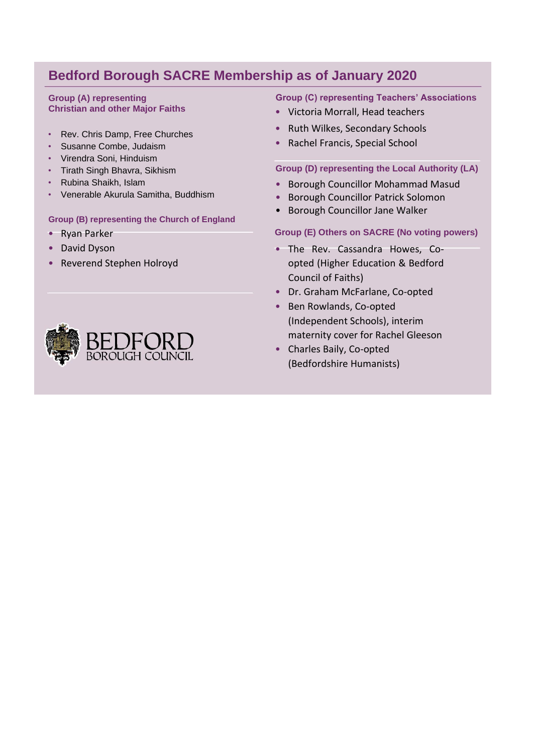## Bedford Borough SACRE Membership as of January 2020

### Group (A) representing Christian and other Major Faiths

- Rev. Chris Damp, Free Churches
- Susanne Combe, Judaism
- Virendra Soni, Hinduism
- Tirath Singh Bhavra, Sikhism
- Rubina Shaikh, Islam
- Venerable Akurula Samitha, Buddhism

### Group (B) representing the Church of England

- Ryan Parker
- David Dyson
- Reverend Stephen Holroyd

BEDFORD BOROUGH COUNCIL

### Group (C) representing Teachers' Associations

- Victoria Morrall, Head teachers
- Ruth Wilkes, Secondary Schools
- Rachel Francis, Special School

### Group (D) representing the Local Authority (LA)

- Borough Councillor Mohammad Masud
- Borough Councillor Patrick Solomon
- Borough Councillor Jane Walker

### Group (E) Others on SACRE (No voting powers)

- The Rev. Cassandra Howes, Co-opted (Higher Education & Bedford Council of Faiths)
- Dr. Graham McFarlane, Co-opted
- Ben Rowlands, Co-opted (Independent Schools), interim maternity cover for Rachel Gleeson
- Charles Baily, Co-opted (Bedfordshire Humanists)